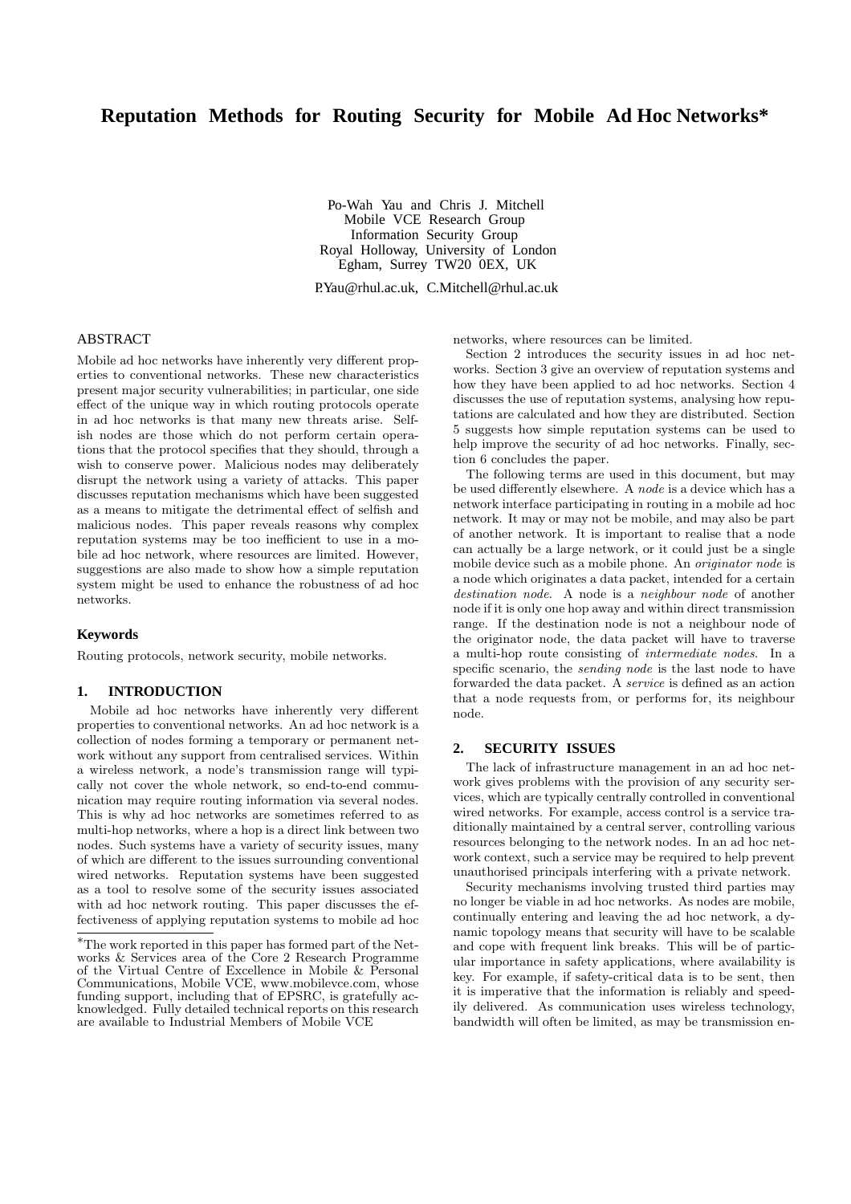# Reputation Methods for Routing Security for Mobile Ad Hoc Networks*

Po-Wah Yau and Chris J. Mitchell
Mobile VCE Research Group
Information Security Group
Royal Holloway, University of London
Egham, Surrey TW20 0EX, UK

P.Yau@rhul.ac.uk, C.Mitchell@rhul.ac.uk

## ABSTRACT

Mobile ad hoc networks have inherently very different properties to conventional networks. These new characteristics present major security vulnerabilities; in particular, one side effect of the unique way in which routing protocols operate in ad hoc networks is that many new threats arise. Selfish nodes are those which do not perform certain operations that the protocol specifies that they should, through a wish to conserve power. Malicious nodes may deliberately disrupt the network using a variety of attacks. This paper discusses reputation mechanisms which have been suggested as a means to mitigate the detrimental effect of selfish and malicious nodes. This paper reveals reasons why complex reputation systems may be too inefficient to use in a mobile ad hoc network, where resources are limited. However, suggestions are also made to show how a simple reputation system might be used to enhance the robustness of ad hoc networks.

### Keywords

Routing protocols, network security, mobile networks.

## 1. INTRODUCTION

Mobile ad hoc networks have inherently very different properties to conventional networks. An ad hoc network is a collection of nodes forming a temporary or permanent network without any support from centralised services. Within a wireless network, a node's transmission range will typically not cover the whole network, so end-to-end communication may require routing information via several nodes. This is why ad hoc networks are sometimes referred to as multi-hop networks, where a hop is a direct link between two nodes. Such systems have a variety of security issues, many of which are different to the issues surrounding conventional wired networks. Reputation systems have been suggested as a tool to resolve some of the security issues associated with ad hoc network routing. This paper discusses the effectiveness of applying reputation systems to mobile ad hoc networks, where resources can be limited.

Section 2 introduces the security issues in ad hoc networks. Section 3 give an overview of reputation systems and how they have been applied to ad hoc networks. Section 4 discusses the use of reputation systems, analysing how reputations are calculated and how they are distributed. Section 5 suggests how simple reputation systems can be used to help improve the security of ad hoc networks. Finally, section 6 concludes the paper.

The following terms are used in this document, but may be used differently elsewhere. A *node* is a device which has a network interface participating in routing in a mobile ad hoc network. It may or may not be mobile, and may also be part of another network. It is important to realise that a node can actually be a large network, or it could just be a single mobile device such as a mobile phone. An *originator node* is a node which originates a data packet, intended for a certain *destination node*. A node is a *neighbour node* of another node if it is only one hop away and within direct transmission range. If the destination node is not a neighbour node of the originator node, the data packet will have to traverse a multi-hop route consisting of *intermediate nodes*. In a specific scenario, the *sending node* is the last node to have forwarded the data packet. A *service* is defined as an action that a node requests from, or performs for, its neighbour node.

## 2. SECURITY ISSUES

The lack of infrastructure management in an ad hoc network gives problems with the provision of any security services, which are typically centrally controlled in conventional wired networks. For example, access control is a service traditionally maintained by a central server, controlling various resources belonging to the network nodes. In an ad hoc network context, such a service may be required to help prevent unauthorised principals interfering with a private network.

Security mechanisms involving trusted third parties may no longer be viable in ad hoc networks. As nodes are mobile, continually entering and leaving the ad hoc network, a dynamic topology means that security will have to be scalable and cope with frequent link breaks. This will be of particular importance in safety applications, where availability is key. For example, if safety-critical data is to be sent, then it is imperative that the information is reliably and speedily delivered. As communication uses wireless technology, bandwidth will often be limited, as may be transmission en-

---

*The work reported in this paper has formed part of the Networks & Services area of the Core 2 Research Programme of the Virtual Centre of Excellence in Mobile & Personal Communications, Mobile VCE, www.mobilevce.com, whose funding support, including that of EPSRC, is gratefully acknowledged. Fully detailed technical reports on this research are available to Industrial Members of Mobile VCE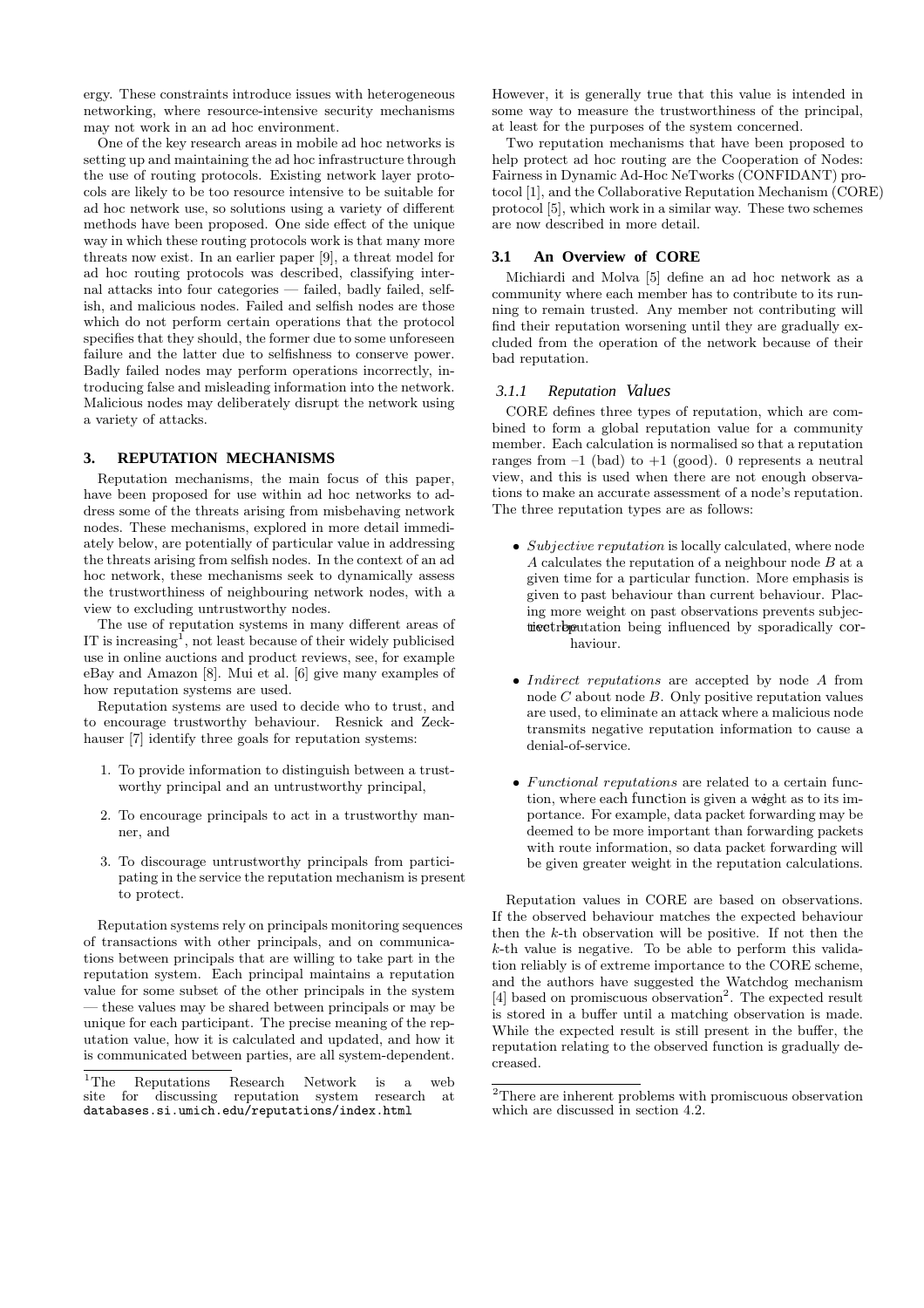ergy. These constraints introduce issues with heterogeneous networking, where resource-intensive security mechanisms may not work in an ad hoc environment.

One of the key research areas in mobile ad hoc networks is setting up and maintaining the ad hoc infrastructure through the use of routing protocols. Existing network layer protocols are likely to be too resource intensive to be suitable for ad hoc network use, so solutions using a variety of different methods have been proposed. One side effect of the unique way in which these routing protocols work is that many more threats now exist. In an earlier paper [9], a threat model for ad hoc routing protocols was described, classifying internal attacks into four categories — failed, badly failed, selfish, and malicious nodes. Failed and selfish nodes are those which do not perform certain operations that the protocol specifies that they should, the former due to some unforeseen failure and the latter due to selfishness to conserve power. Badly failed nodes may perform operations incorrectly, introducing false and misleading information into the network. Malicious nodes may deliberately disrupt the network using a variety of attacks.

## 3. REPUTATION MECHANISMS

Reputation mechanisms, the main focus of this paper, have been proposed for use within ad hoc networks to address some of the threats arising from misbehaving network nodes. These mechanisms, explored in more detail immediately below, are potentially of particular value in addressing the threats arising from selfish nodes. In the context of an ad hoc network, these mechanisms seek to dynamically assess the trustworthiness of neighbouring network nodes, with a view to excluding untrustworthy nodes.

The use of reputation systems in many different areas of IT is increasing[1], not least because of their widely publicised use in online auctions and product reviews, see, for example eBay and Amazon [8]. Mui et al. [6] give many examples of how reputation systems are used.

Reputation systems are used to decide who to trust, and to encourage trustworthy behaviour. Resnick and Zeckhauser [7] identify three goals for reputation systems:

1. To provide information to distinguish between a trustworthy principal and an untrustworthy principal,
2. To encourage principals to act in a trustworthy manner, and
3. To discourage untrustworthy principals from participating in the service the reputation mechanism is present to protect.

Reputation systems rely on principals monitoring sequences of transactions with other principals, and on communications between principals that are willing to take part in the reputation system. Each principal maintains a reputation value for some subset of the other principals in the system — these values may be shared between principals or may be unique for each participant. The precise meaning of the reputation value, how it is calculated and updated, and how it is communicated between parties, are all system-dependent. However, it is generally true that this value is intended in some way to measure the trustworthiness of the principal, at least for the purposes of the system concerned.

Two reputation mechanisms that have been proposed to help protect ad hoc routing are the Cooperation of Nodes: Fairness in Dynamic Ad-Hoc NeTworks (CONFIDANT) protocol [1], and the Collaborative Reputation Mechanism (CORE) protocol [5], which work in a similar way. These two schemes are now described in more detail.

### 3.1 An Overview of CORE

Michiardi and Molva [5] define an ad hoc network as a community where each member has to contribute to its running to remain trusted. Any member not contributing will find their reputation worsening until they are gradually excluded from the operation of the network because of their bad reputation.

#### 3.1.1 Reputation Values

CORE defines three types of reputation, which are combined to form a global reputation value for a community member. Each calculation is normalised so that a reputation ranges from –1 (bad) to +1 (good). 0 represents a neutral view, and this is used when there are not enough observations to make an accurate assessment of a node's reputation. The three reputation types are as follows:

- *Subjective reputation* is locally calculated, where node $A$ calculates the reputation of a neighbour node $B$ at a given time for a particular function. More emphasis is given to past behaviour than current behaviour. Placing more weight on past observations prevents subjective reputation being influenced by sporadically correct behaviour.
- *Indirect reputations* are accepted by node $A$ from node $C$ about node $B$. Only positive reputation values are used, to eliminate an attack where a malicious node transmits negative reputation information to cause a denial-of-service.
- *Functional reputations* are related to a certain function, where each function is given a weight as to its importance. For example, data packet forwarding may be deemed to be more important than forwarding packets with route information, so data packet forwarding will be given greater weight in the reputation calculations.

Reputation values in CORE are based on observations. If the observed behaviour matches the expected behaviour then the $k$-th observation will be positive. If not then the $k$-th value is negative. To be able to perform this validation reliably is of extreme importance to the CORE scheme, and the authors have suggested the Watchdog mechanism [4] based on promiscuous observation[2]. The expected result is stored in a buffer until a matching observation is made. While the expected result is still present in the buffer, the reputation relating to the observed function is gradually decreased.

[1] The Reputations Research Network is a web site for discussing reputation system research at databases.si.umich.edu/reputations/index.html

[2] There are inherent problems with promiscuous observation which are discussed in section 4.2.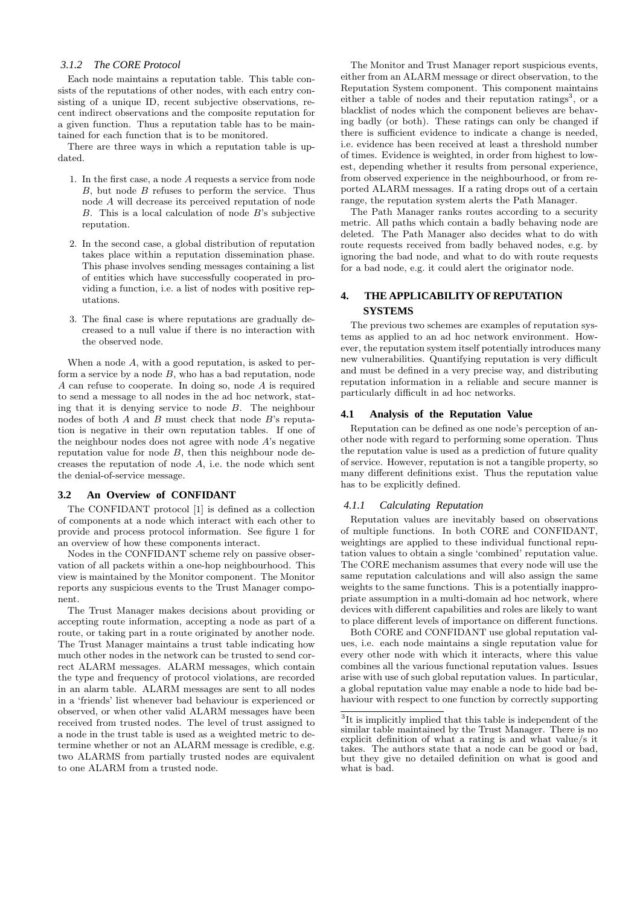#### 3.1.2 The CORE Protocol

Each node maintains a reputation table. This table consists of the reputations of other nodes, with each entry consisting of a unique ID, recent subjective observations, recent indirect observations and the composite reputation for a given function. Thus a reputation table has to be maintained for each function that is to be monitored.

There are three ways in which a reputation table is updated.

1. In the first case, a node $A$ requests a service from node $B$, but node $B$ refuses to perform the service. Thus node $A$ will decrease its perceived reputation of node $B$. This is a local calculation of node $B$'s subjective reputation.

2. In the second case, a global distribution of reputation takes place within a reputation dissemination phase. This phase involves sending messages containing a list of entities which have successfully cooperated in providing a function, i.e. a list of nodes with positive reputations.

3. The final case is where reputations are gradually decreased to a null value if there is no interaction with the observed node.

When a node $A$, with a good reputation, is asked to perform a service by a node $B$, who has a bad reputation, node $A$ can refuse to cooperate. In doing so, node $A$ is required to send a message to all nodes in the ad hoc network, stating that it is denying service to node $B$. The neighbour nodes of both $A$ and $B$ must check that node $B$'s reputation is negative in their own reputation tables. If one of the neighbour nodes does not agree with node $A$'s negative reputation value for node $B$, then this neighbour node decreases the reputation of node $A$, i.e. the node which sent the denial-of-service message.

### 3.2 An Overview of CONFIDANT

The CONFIDANT protocol [1] is defined as a collection of components at a node which interact with each other to provide and process protocol information. See figure 1 for an overview of how these components interact.

Nodes in the CONFIDANT scheme rely on passive observation of all packets within a one-hop neighbourhood. This view is maintained by the Monitor component. The Monitor reports any suspicious events to the Trust Manager component.

The Trust Manager makes decisions about providing or accepting route information, accepting a node as part of a route, or taking part in a route originated by another node. The Trust Manager maintains a trust table indicating how much other nodes in the network can be trusted to send correct ALARM messages. ALARM messages, which contain the type and frequency of protocol violations, are recorded in an alarm table. ALARM messages are sent to all nodes in a 'friends' list whenever bad behaviour is experienced or observed, or when other valid ALARM messages have been received from trusted nodes. The level of trust assigned to a node in the trust table is used as a weighted metric to determine whether or not an ALARM message is credible, e.g. two ALARMS from partially trusted nodes are equivalent to one ALARM from a trusted node.

The Monitor and Trust Manager report suspicious events, either from an ALARM message or direct observation, to the Reputation System component. This component maintains either a table of nodes and their reputation ratings[3], or a blacklist of nodes which the component believes are behaving badly (or both). These ratings can only be changed if there is sufficient evidence to indicate a change is needed, i.e. evidence has been received at least a threshold number of times. Evidence is weighted, in order from highest to lowest, depending whether it results from personal experience, from observed experience in the neighbourhood, or from reported ALARM messages. If a rating drops out of a certain range, the reputation system alerts the Path Manager.

The Path Manager ranks routes according to a security metric. All paths which contain a badly behaving node are deleted. The Path Manager also decides what to do with route requests received from badly behaved nodes, e.g. by ignoring the bad node, and what to do with route requests for a bad node, e.g. it could alert the originator node.

## 4. THE APPLICABILITY OF REPUTATION SYSTEMS

The previous two schemes are examples of reputation systems as applied to an ad hoc network environment. However, the reputation system itself potentially introduces many new vulnerabilities. Quantifying reputation is very difficult and must be defined in a very precise way, and distributing reputation information in a reliable and secure manner is particularly difficult in ad hoc networks.

### 4.1 Analysis of the Reputation Value

Reputation can be defined as one node's perception of another node with regard to performing some operation. Thus the reputation value is used as a prediction of future quality of service. However, reputation is not a tangible property, so many different definitions exist. Thus the reputation value has to be explicitly defined.

#### 4.1.1 Calculating Reputation

Reputation values are inevitably based on observations of multiple functions. In both CORE and CONFIDANT, weightings are applied to these individual functional reputation values to obtain a single 'combined' reputation value. The CORE mechanism assumes that every node will use the same reputation calculations and will also assign the same weights to the same functions. This is a potentially inappropriate assumption in a multi-domain ad hoc network, where devices with different capabilities and roles are likely to want to place different levels of importance on different functions.

Both CORE and CONFIDANT use global reputation values, i.e. each node maintains a single reputation value for every other node with which it interacts, where this value combines all the various functional reputation values. Issues arise with use of such global reputation values. In particular, a global reputation value may enable a node to hide bad behaviour with respect to one function by correctly supporting

[3]It is implicitly implied that this table is independent of the similar table maintained by the Trust Manager. There is no explicit definition of what a rating is and what value/s it takes. The authors state that a node can be good or bad, but they give no detailed definition on what is good and what is bad.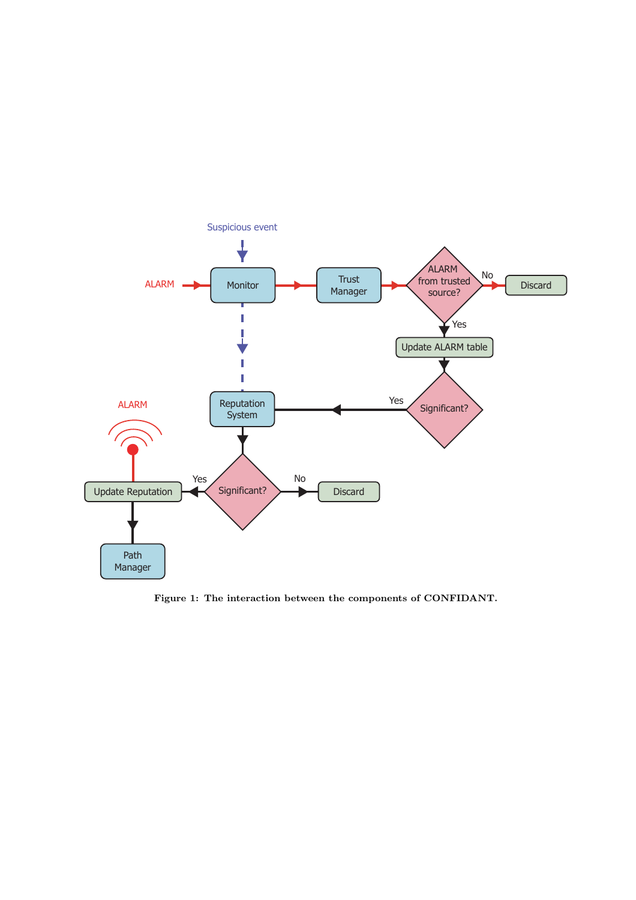Figure 1: The interaction between the components of CONFIDANT.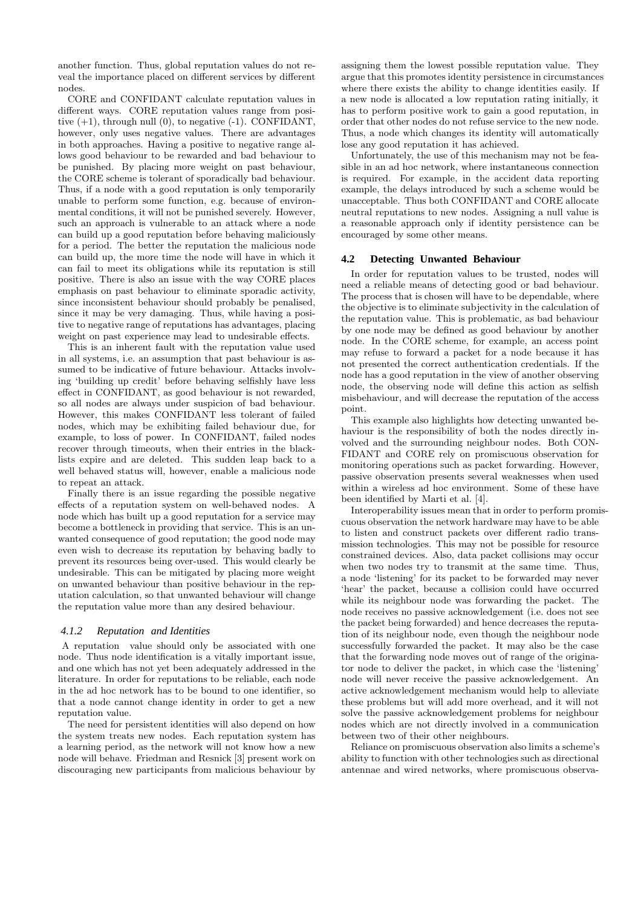another function. Thus, global reputation values do not reveal the importance placed on different services by different nodes.

CORE and CONFIDANT calculate reputation values in different ways. CORE reputation values range from positive (+1), through null (0), to negative (-1). CONFIDANT, however, only uses negative values. There are advantages in both approaches. Having a positive to negative range allows good behaviour to be rewarded and bad behaviour to be punished. By placing more weight on past behaviour, the CORE scheme is tolerant of sporadically bad behaviour. Thus, if a node with a good reputation is only temporarily unable to perform some function, e.g. because of environmental conditions, it will not be punished severely. However, such an approach is vulnerable to an attack where a node can build up a good reputation before behaving maliciously for a period. The better the reputation the malicious node can build up, the more time the node will have in which it can fail to meet its obligations while its reputation is still positive. There is also an issue with the way CORE places emphasis on past behaviour to eliminate sporadic activity, since inconsistent behaviour should probably be penalised, since it may be very damaging. Thus, while having a positive to negative range of reputations has advantages, placing weight on past experience may lead to undesirable effects.

This is an inherent fault with the reputation value used in all systems, i.e. an assumption that past behaviour is assumed to be indicative of future behaviour. Attacks involving 'building up credit' before behaving selfishly have less effect in CONFIDANT, as good behaviour is not rewarded, so all nodes are always under suspicion of bad behaviour. However, this makes CONFIDANT less tolerant of failed nodes, which may be exhibiting failed behaviour due, for example, to loss of power. In CONFIDANT, failed nodes recover through timeouts, when their entries in the blacklists expire and are deleted. This sudden leap back to a well behaved status will, however, enable a malicious node to repeat an attack.

Finally there is an issue regarding the possible negative effects of a reputation system on well-behaved nodes. A node which has built up a good reputation for a service may become a bottleneck in providing that service. This is an unwanted consequence of good reputation; the good node may even wish to decrease its reputation by behaving badly to prevent its resources being over-used. This would clearly be undesirable. This can be mitigated by placing more weight on unwanted behaviour than positive behaviour in the reputation calculation, so that unwanted behaviour will change the reputation value more than any desired behaviour.

#### *4.1.2 Reputation and Identities*

A reputation value should only be associated with one node. Thus node identification is a vitally important issue, and one which has not yet been adequately addressed in the literature. In order for reputations to be reliable, each node in the ad hoc network has to be bound to one identifier, so that a node cannot change identity in order to get a new reputation value.

The need for persistent identities will also depend on how the system treats new nodes. Each reputation system has a learning period, as the network will not know how a new node will behave. Friedman and Resnick [3] present work on discouraging new participants from malicious behaviour by assigning them the lowest possible reputation value. They argue that this promotes identity persistence in circumstances where there exists the ability to change identities easily. If a new node is allocated a low reputation rating initially, it has to perform positive work to gain a good reputation, in order that other nodes do not refuse service to the new node. Thus, a node which changes its identity will automatically lose any good reputation it has achieved.

Unfortunately, the use of this mechanism may not be feasible in an ad hoc network, where instantaneous connection is required. For example, in the accident data reporting example, the delays introduced by such a scheme would be unacceptable. Thus both CONFIDANT and CORE allocate neutral reputations to new nodes. Assigning a null value is a reasonable approach only if identity persistence can be encouraged by some other means.

### 4.2 Detecting Unwanted Behaviour

In order for reputation values to be trusted, nodes will need a reliable means of detecting good or bad behaviour. The process that is chosen will have to be dependable, where the objective is to eliminate subjectivity in the calculation of the reputation value. This is problematic, as bad behaviour by one node may be defined as good behaviour by another node. In the CORE scheme, for example, an access point may refuse to forward a packet for a node because it has not presented the correct authentication credentials. If the node has a good reputation in the view of another observing node, the observing node will define this action as selfish misbehaviour, and will decrease the reputation of the access point.

This example also highlights how detecting unwanted behaviour is the responsibility of both the nodes directly involved and the surrounding neighbour nodes. Both CONFIDANT and CORE rely on promiscuous observation for monitoring operations such as packet forwarding. However, passive observation presents several weaknesses when used within a wireless ad hoc environment. Some of these have been identified by Marti et al. [4].

Interoperability issues mean that in order to perform promiscuous observation the network hardware may have to be able to listen and construct packets over different radio transmission technologies. This may not be possible for resource constrained devices. Also, data packet collisions may occur when two nodes try to transmit at the same time. Thus, a node 'listening' for its packet to be forwarded may never 'hear' the packet, because a collision could have occurred while its neighbour node was forwarding the packet. The node receives no passive acknowledgement (i.e. does not see the packet being forwarded) and hence decreases the reputation of its neighbour node, even though the neighbour node successfully forwarded the packet. It may also be the case that the forwarding node moves out of range of the originator node to deliver the packet, in which case the 'listening' node will never receive the passive acknowledgement. An active acknowledgement mechanism would help to alleviate these problems but will add more overhead, and it will not solve the passive acknowledgement problems for neighbour nodes which are not directly involved in a communication between two of their other neighbours.

Reliance on promiscuous observation also limits a scheme's ability to function with other technologies such as directional antennae and wired networks, where promiscuous observa-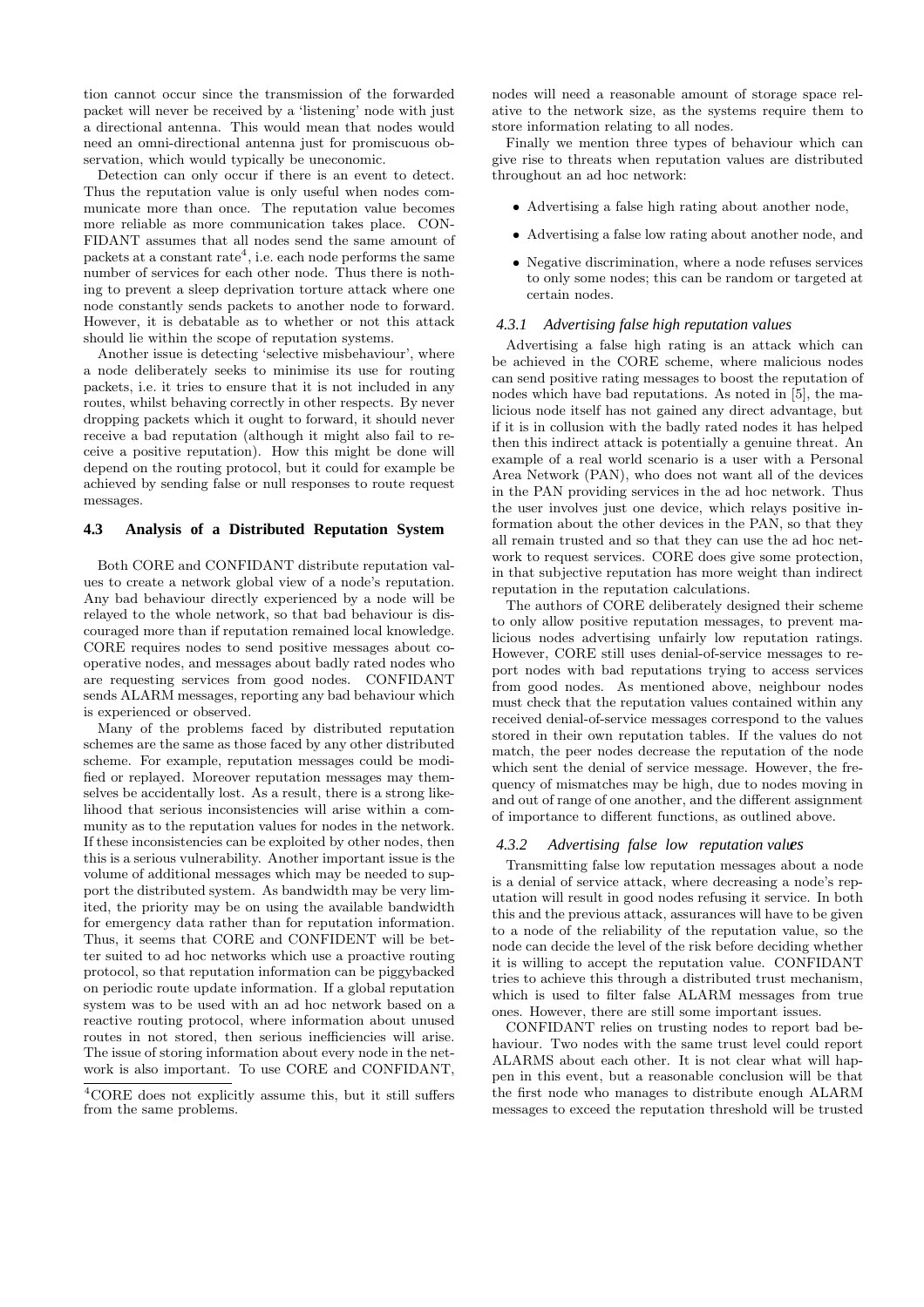tion cannot occur since the transmission of the forwarded packet will never be received by a 'listening' node with just a directional antenna. This would mean that nodes would need an omni-directional antenna just for promiscuous observation, which would typically be uneconomic.

Detection can only occur if there is an event to detect. Thus the reputation value is only useful when nodes communicate more than once. The reputation value becomes more reliable as more communication takes place. CONFIDANT assumes that all nodes send the same amount of packets at a constant rate[4], i.e. each node performs the same number of services for each other node. Thus there is nothing to prevent a sleep deprivation torture attack where one node constantly sends packets to another node to forward. However, it is debatable as to whether or not this attack should lie within the scope of reputation systems.

Another issue is detecting 'selective misbehaviour', where a node deliberately seeks to minimise its use for routing packets, i.e. it tries to ensure that it is not included in any routes, whilst behaving correctly in other respects. By never dropping packets which it ought to forward, it should never receive a bad reputation (although it might also fail to receive a positive reputation). How this might be done will depend on the routing protocol, but it could for example be achieved by sending false or null responses to route request messages.

### 4.3 Analysis of a Distributed Reputation System

Both CORE and CONFIDANT distribute reputation values to create a network global view of a node's reputation. Any bad behaviour directly experienced by a node will be relayed to the whole network, so that bad behaviour is discouraged more than if reputation remained local knowledge. CORE requires nodes to send positive messages about cooperative nodes, and messages about badly rated nodes who are requesting services from good nodes. CONFIDANT sends ALARM messages, reporting any bad behaviour which is experienced or observed.

Many of the problems faced by distributed reputation schemes are the same as those faced by any other distributed scheme. For example, reputation messages could be modified or replayed. Moreover reputation messages may themselves be accidentally lost. As a result, there is a strong likelihood that serious inconsistencies will arise within a community as to the reputation values for nodes in the network. If these inconsistencies can be exploited by other nodes, then this is a serious vulnerability. Another important issue is the volume of additional messages which may be needed to support the distributed system. As bandwidth may be very limited, the priority may be on using the available bandwidth for emergency data rather than for reputation information. Thus, it seems that CORE and CONFIDENT will be better suited to ad hoc networks which use a proactive routing protocol, so that reputation information can be piggybacked on periodic route update information. If a global reputation system was to be used with an ad hoc network based on a reactive routing protocol, where information about unused routes in not stored, then serious inefficiencies will arise. The issue of storing information about every node in the network is also important. To use CORE and CONFIDANT, nodes will need a reasonable amount of storage space relative to the network size, as the systems require them to store information relating to all nodes.

Finally we mention three types of behaviour which can give rise to threats when reputation values are distributed throughout an ad hoc network:

- Advertising a false high rating about another node,
- Advertising a false low rating about another node, and
- Negative discrimination, where a node refuses services to only some nodes; this can be random or targeted at certain nodes.

#### 4.3.1 Advertising false high reputation values

Advertising a false high rating is an attack which can be achieved in the CORE scheme, where malicious nodes can send positive rating messages to boost the reputation of nodes which have bad reputations. As noted in [5], the malicious node itself has not gained any direct advantage, but if it is in collusion with the badly rated nodes it has helped then this indirect attack is potentially a genuine threat. An example of a real world scenario is a user with a Personal Area Network (PAN), who does not want all of the devices in the PAN providing services in the ad hoc network. Thus the user involves just one device, which relays positive information about the other devices in the PAN, so that they all remain trusted and so that they can use the ad hoc network to request services. CORE does give some protection, in that subjective reputation has more weight than indirect reputation in the reputation calculations.

The authors of CORE deliberately designed their scheme to only allow positive reputation messages, to prevent malicious nodes advertising unfairly low reputation ratings. However, CORE still uses denial-of-service messages to report nodes with bad reputations trying to access services from good nodes. As mentioned above, neighbour nodes must check that the reputation values contained within any received denial-of-service messages correspond to the values stored in their own reputation tables. If the values do not match, the peer nodes decrease the reputation of the node which sent the denial of service message. However, the frequency of mismatches may be high, due to nodes moving in and out of range of one another, and the different assignment of importance to different functions, as outlined above.

#### 4.3.2 Advertising false low reputation values

Transmitting false low reputation messages about a node is a denial of service attack, where decreasing a node's reputation will result in good nodes refusing it service. In both this and the previous attack, assurances will have to be given to a node of the reliability of the reputation value, so the node can decide the level of the risk before deciding whether it is willing to accept the reputation value. CONFIDANT tries to achieve this through a distributed trust mechanism, which is used to filter false ALARM messages from true ones. However, there are still some important issues.

CONFIDANT relies on trusting nodes to report bad behaviour. Two nodes with the same trust level could report ALARMS about each other. It is not clear what will happen in this event, but a reasonable conclusion will be that the first node who manages to distribute enough ALARM messages to exceed the reputation threshold will be trusted

[4]CORE does not explicitly assume this, but it still suffers from the same problems.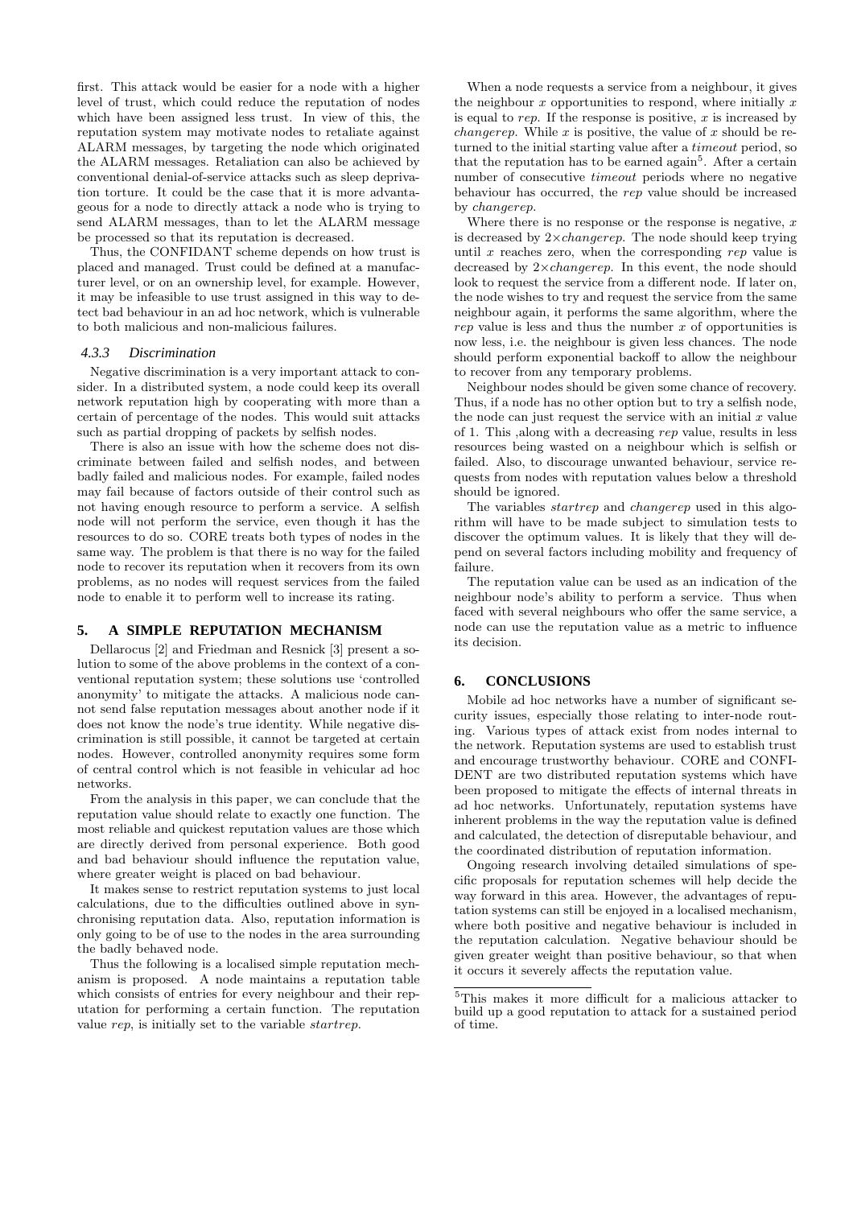first. This attack would be easier for a node with a higher level of trust, which could reduce the reputation of nodes which have been assigned less trust. In view of this, the reputation system may motivate nodes to retaliate against ALARM messages, by targeting the node which originated the ALARM messages. Retaliation can also be achieved by conventional denial-of-service attacks such as sleep deprivation torture. It could be the case that it is more advantageous for a node to directly attack a node who is trying to send ALARM messages, than to let the ALARM message be processed so that its reputation is decreased.

Thus, the CONFIDANT scheme depends on how trust is placed and managed. Trust could be defined at a manufacturer level, or on an ownership level, for example. However, it may be infeasible to use trust assigned in this way to detect bad behaviour in an ad hoc network, which is vulnerable to both malicious and non-malicious failures.

### 4.3.3 Discrimination

Negative discrimination is a very important attack to consider. In a distributed system, a node could keep its overall network reputation high by cooperating with more than a certain of percentage of the nodes. This would suit attacks such as partial dropping of packets by selfish nodes.

There is also an issue with how the scheme does not discriminate between failed and selfish nodes, and between badly failed and malicious nodes. For example, failed nodes may fail because of factors outside of their control such as not having enough resource to perform a service. A selfish node will not perform the service, even though it has the resources to do so. CORE treats both types of nodes in the same way. The problem is that there is no way for the failed node to recover its reputation when it recovers from its own problems, as no nodes will request services from the failed node to enable it to perform well to increase its rating.

## 5. A SIMPLE REPUTATION MECHANISM

Dellarocus [2] and Friedman and Resnick [3] present a solution to some of the above problems in the context of a conventional reputation system; these solutions use 'controlled anonymity' to mitigate the attacks. A malicious node cannot send false reputation messages about another node if it does not know the node's true identity. While negative discrimination is still possible, it cannot be targeted at certain nodes. However, controlled anonymity requires some form of central control which is not feasible in vehicular ad hoc networks.

From the analysis in this paper, we can conclude that the reputation value should relate to exactly one function. The most reliable and quickest reputation values are those which are directly derived from personal experience. Both good and bad behaviour should influence the reputation value, where greater weight is placed on bad behaviour.

It makes sense to restrict reputation systems to just local calculations, due to the difficulties outlined above in synchronising reputation data. Also, reputation information is only going to be of use to the nodes in the area surrounding the badly behaved node.

Thus the following is a localised simple reputation mechanism is proposed. A node maintains a reputation table which consists of entries for every neighbour and their reputation for performing a certain function. The reputation value *rep*, is initially set to the variable *startrep*.

When a node requests a service from a neighbour, it gives the neighbour $x$ opportunities to respond, where initially $x$ is equal to *rep*. If the response is positive, $x$ is increased by *changerep*. While $x$ is positive, the value of $x$ should be returned to the initial starting value after a *timeout* period, so that the reputation has to be earned again[5]. After a certain number of consecutive *timeout* periods where no negative behaviour has occurred, the *rep* value should be increased by *changerep*.

Where there is no response or the response is negative, $x$ is decreased by $2\times$*changerep*. The node should keep trying until $x$ reaches zero, when the corresponding *rep* value is decreased by $2\times$*changerep*. In this event, the node should look to request the service from a different node. If later on, the node wishes to try and request the service from the same neighbour again, it performs the same algorithm, where the *rep* value is less and thus the number $x$ of opportunities is now less, i.e. the neighbour is given less chances. The node should perform exponential backoff to allow the neighbour to recover from any temporary problems.

Neighbour nodes should be given some chance of recovery. Thus, if a node has no other option but to try a selfish node, the node can just request the service with an initial $x$ value of 1. This ,along with a decreasing *rep* value, results in less resources being wasted on a neighbour which is selfish or failed. Also, to discourage unwanted behaviour, service requests from nodes with reputation values below a threshold should be ignored.

The variables *startrep* and *changerep* used in this algorithm will have to be made subject to simulation tests to discover the optimum values. It is likely that they will depend on several factors including mobility and frequency of failure.

The reputation value can be used as an indication of the neighbour node's ability to perform a service. Thus when faced with several neighbours who offer the same service, a node can use the reputation value as a metric to influence its decision.

## 6. CONCLUSIONS

Mobile ad hoc networks have a number of significant security issues, especially those relating to inter-node routing. Various types of attack exist from nodes internal to the network. Reputation systems are used to establish trust and encourage trustworthy behaviour. CORE and CONFIDENT are two distributed reputation systems which have been proposed to mitigate the effects of internal threats in ad hoc networks. Unfortunately, reputation systems have inherent problems in the way the reputation value is defined and calculated, the detection of disreputable behaviour, and the coordinated distribution of reputation information.

Ongoing research involving detailed simulations of specific proposals for reputation schemes will help decide the way forward in this area. However, the advantages of reputation systems can still be enjoyed in a localised mechanism, where both positive and negative behaviour is included in the reputation calculation. Negative behaviour should be given greater weight than positive behaviour, so that when it occurs it severely affects the reputation value.

[5] This makes it more difficult for a malicious attacker to build up a good reputation to attack for a sustained period of time.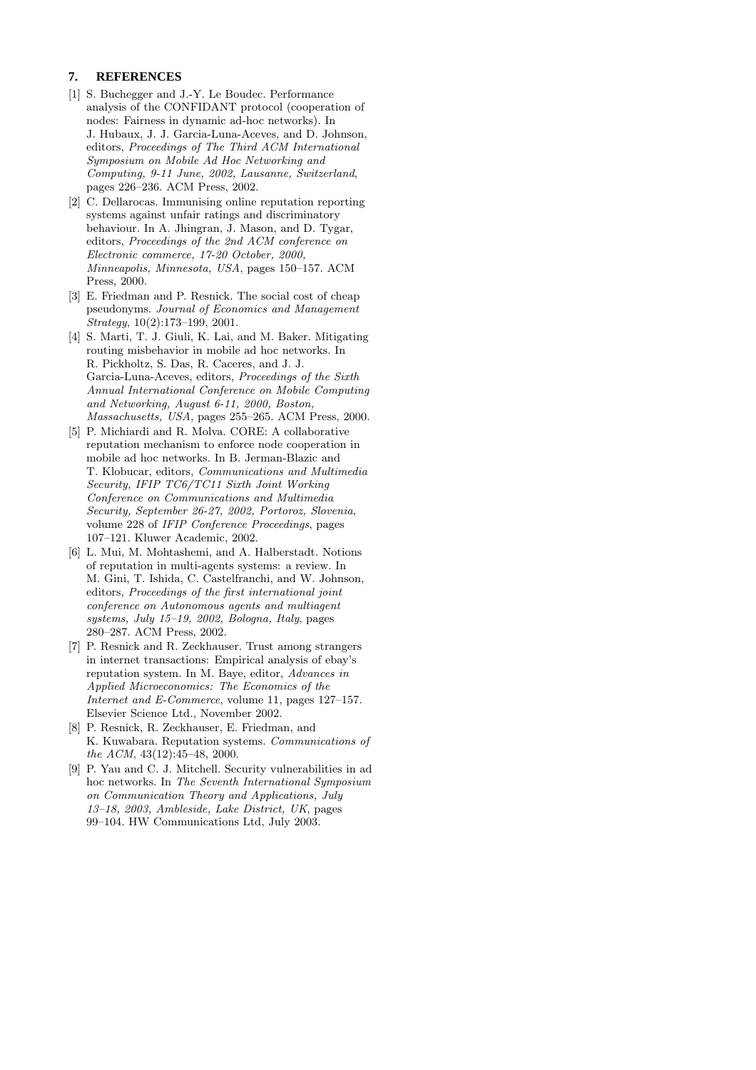## 7. REFERENCES

[1] S. Buchegger and J.-Y. Le Boudec. Performance analysis of the CONFIDANT protocol (cooperation of nodes: Fairness in dynamic ad-hoc networks). In J. Hubaux, J. J. Garcia-Luna-Aceves, and D. Johnson, editors, *Proceedings of The Third ACM International Symposium on Mobile Ad Hoc Networking and Computing, 9-11 June, 2002, Lausanne, Switzerland*, pages 226–236. ACM Press, 2002.

[2] C. Dellarocas. Immunising online reputation reporting systems against unfair ratings and discriminatory behaviour. In A. Jhingran, J. Mason, and D. Tygar, editors, *Proceedings of the 2nd ACM conference on Electronic commerce, 17-20 October, 2000, Minneapolis, Minnesota, USA*, pages 150–157. ACM Press, 2000.

[3] E. Friedman and P. Resnick. The social cost of cheap pseudonyms. *Journal of Economics and Management Strategy*, 10(2):173–199, 2001.

[4] S. Marti, T. J. Giuli, K. Lai, and M. Baker. Mitigating routing misbehavior in mobile ad hoc networks. In R. Pickholtz, S. Das, R. Caceres, and J. J. Garcia-Luna-Aceves, editors, *Proceedings of the Sixth Annual International Conference on Mobile Computing and Networking, August 6-11, 2000, Boston, Massachusetts, USA*, pages 255–265. ACM Press, 2000.

[5] P. Michiardi and R. Molva. CORE: A collaborative reputation mechanism to enforce node cooperation in mobile ad hoc networks. In B. Jerman-Blazic and T. Klobucar, editors, *Communications and Multimedia Security, IFIP TC6/TC11 Sixth Joint Working Conference on Communications and Multimedia Security, September 26-27, 2002, Portoroz, Slovenia*, volume 228 of *IFIP Conference Proceedings*, pages 107–121. Kluwer Academic, 2002.

[6] L. Mui, M. Mohtashemi, and A. Halberstadt. Notions of reputation in multi-agents systems: a review. In M. Gini, T. Ishida, C. Castelfranchi, and W. Johnson, editors, *Proceedings of the first international joint conference on Autonomous agents and multiagent systems, July 15–19, 2002, Bologna, Italy*, pages 280–287. ACM Press, 2002.

[7] P. Resnick and R. Zeckhauser. Trust among strangers in internet transactions: Empirical analysis of ebay's reputation system. In M. Baye, editor, *Advances in Applied Microeconomics: The Economics of the Internet and E-Commerce*, volume 11, pages 127–157. Elsevier Science Ltd., November 2002.

[8] P. Resnick, R. Zeckhauser, E. Friedman, and K. Kuwabara. Reputation systems. *Communications of the ACM*, 43(12):45–48, 2000.

[9] P. Yau and C. J. Mitchell. Security vulnerabilities in ad hoc networks. In *The Seventh International Symposium on Communication Theory and Applications, July 13–18, 2003, Ambleside, Lake District, UK*, pages 99–104. HW Communications Ltd, July 2003.